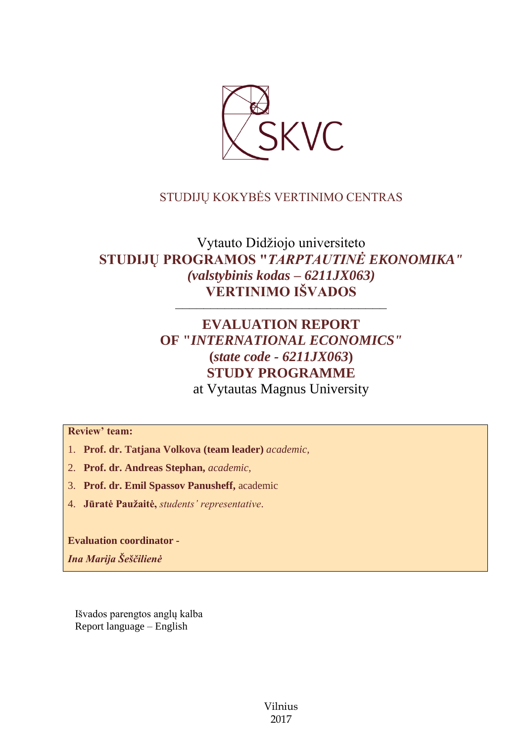SKVC

STUDIJŲ KOKYBĖS VERTINIMO CENTRAS

Vytauto Didžiojo universiteto

# STUDIJŲ PROGRAMOS "*TARPTAUTINĖ EKONOMIKA"* *(valstybinis kodas – 6211JX063)* VERTINIMO IŠVADOS

---

# EVALUATION REPORT OF "*INTERNATIONAL ECONOMICS"* (*state code - 6211JX063*) STUDY PROGRAMME

at Vytautas Magnus University

**Review' team:**

1. **Prof. dr. Tatjana Volkova (team leader)** *academic,*
2. **Prof. dr. Andreas Stephan,** *academic,*
3. **Prof. dr. Emil Spassov Panusheff,** academic
4. **Jūratė Paužaitė,** *students' representative*.

**Evaluation coordinator -**

***Ina Marija Šeščilienė***

Išvados parengtos anglų kalba
Report language – English

Vilnius
2017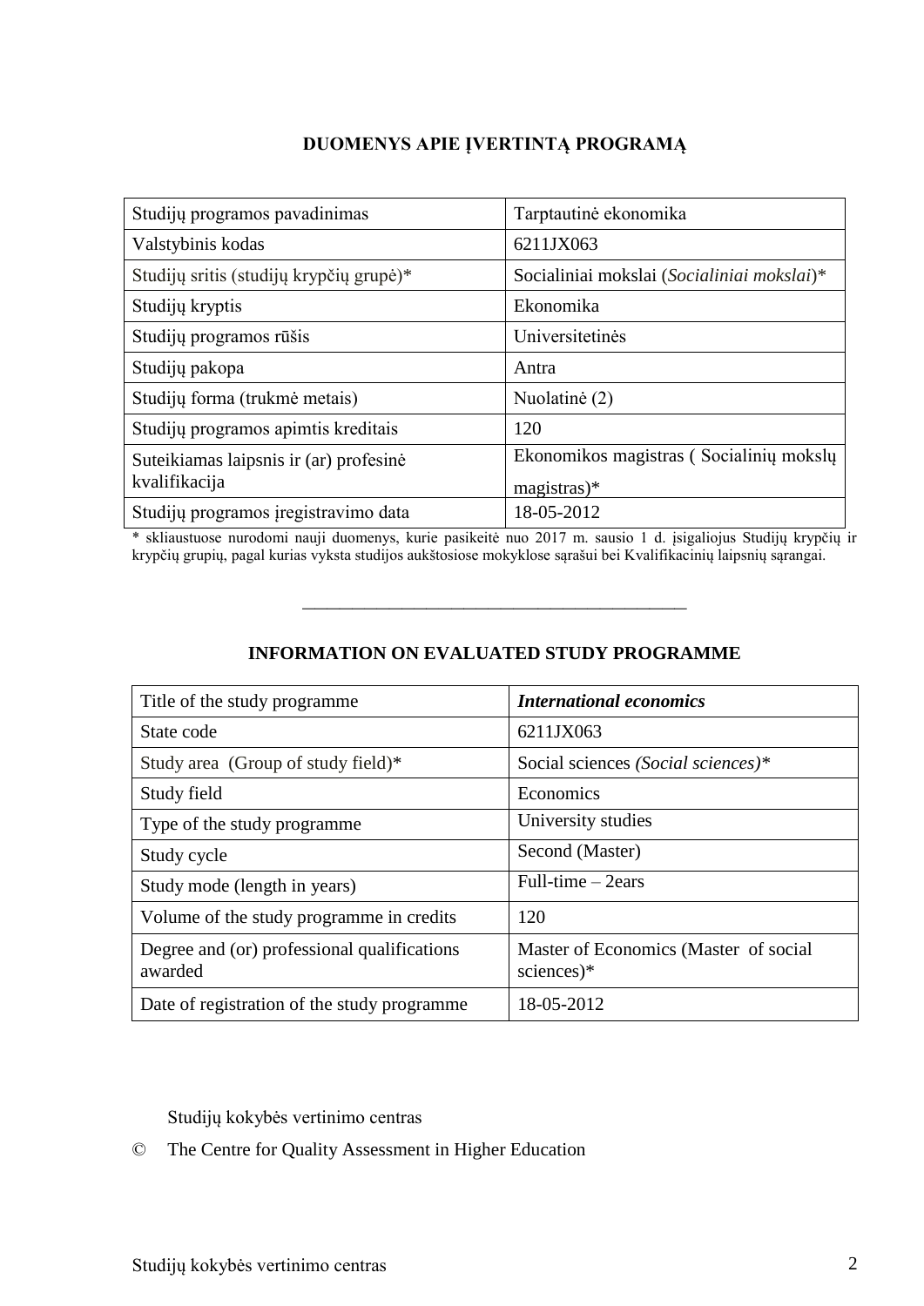# DUOMENYS APIE ĮVERTINTĄ PROGRAMĄ

| | |
|---|---|
| Studijų programos pavadinimas | Tarptautinė ekonomika |
| Valstybinis kodas | 6211JX063 |
| Studijų sritis (studijų krypčių grupė)* | Socialiniai mokslai (*Socialiniai mokslai*)* |
| Studijų kryptis | Ekonomika |
| Studijų programos rūšis | Universitetinės |
| Studijų pakopa | Antra |
| Studijų forma (trukmė metais) | Nuolatinė (2) |
| Studijų programos apimtis kreditais | 120 |
| Suteikiamas laipsnis ir (ar) profesinė kvalifikacija | Ekonomikos magistras ( Socialinių mokslų magistras)* |
| Studijų programos įregistravimo data | 18-05-2012 |

* skliaustuose nurodomi nauji duomenys, kurie pasikeitė nuo 2017 m. sausio 1 d. įsigaliojus Studijų krypčių ir krypčių grupių, pagal kurias vyksta studijos aukštosiose mokyklose sąrašui bei Kvalifikacinių laipsnių sąrangai.

---

# INFORMATION ON EVALUATED STUDY PROGRAMME

| | |
|---|---|
| Title of the study programme | ***International economics*** |
| State code | 6211JX063 |
| Study area (Group of study field)* | Social sciences *(Social sciences)** |
| Study field | Economics |
| Type of the study programme | University studies |
| Study cycle | Second (Master) |
| Study mode (length in years) | Full-time – 2ears |
| Volume of the study programme in credits | 120 |
| Degree and (or) professional qualifications awarded | Master of Economics (Master of social sciences)* |
| Date of registration of the study programme | 18-05-2012 |

Studijų kokybės vertinimo centras

© The Centre for Quality Assessment in Higher Education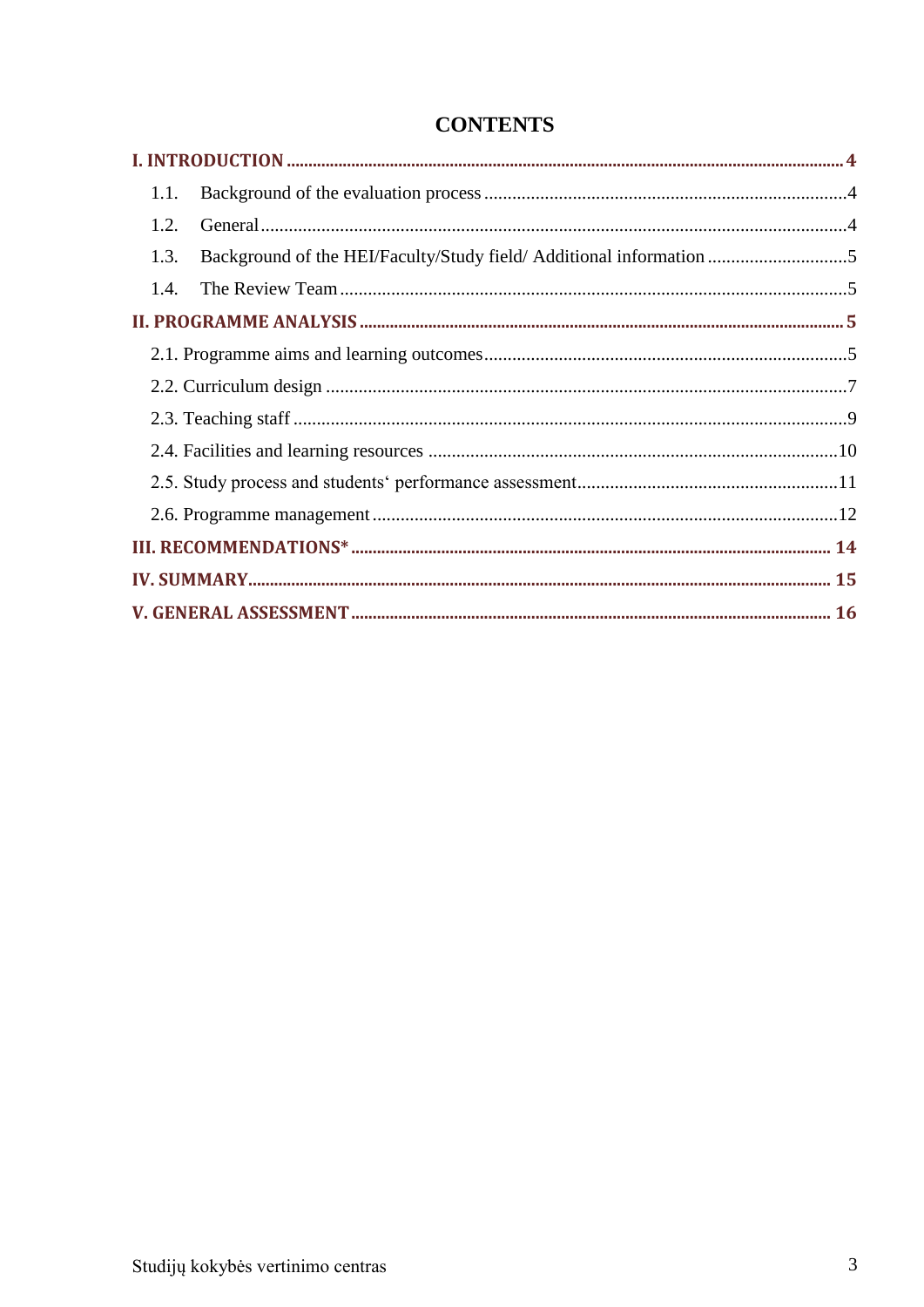# CONTENTS

**I. INTRODUCTION** ........ **4**

1.1. Background of the evaluation process ........ 4

1.2. General ........ 4

1.3. Background of the HEI/Faculty/Study field/ Additional information ........ 5

1.4. The Review Team ........ 5

**II. PROGRAMME ANALYSIS** ........ **5**

2.1. Programme aims and learning outcomes ........ 5

2.2. Curriculum design ........ 7

2.3. Teaching staff ........ 9

2.4. Facilities and learning resources ........ 10

2.5. Study process and students' performance assessment ........ 11

2.6. Programme management ........ 12

**III. RECOMMENDATIONS*** ........ **14**

**IV. SUMMARY** ........ **15**

**V. GENERAL ASSESSMENT** ........ **16**

Studijų kokybės vertinimo centras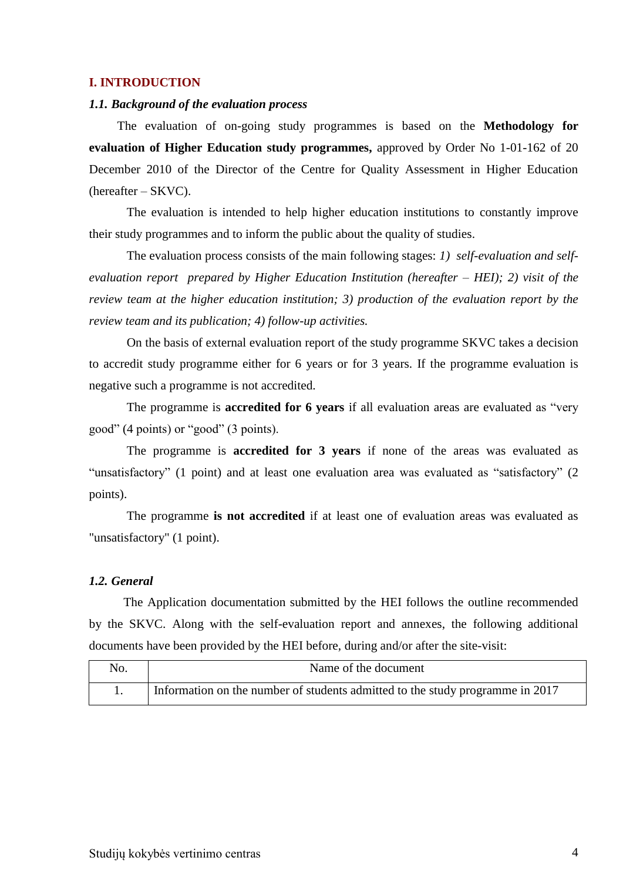## I. INTRODUCTION

### *1.1. Background of the evaluation process*

The evaluation of on-going study programmes is based on the **Methodology for evaluation of Higher Education study programmes,** approved by Order No 1-01-162 of 20 December 2010 of the Director of the Centre for Quality Assessment in Higher Education (hereafter – SKVC).

The evaluation is intended to help higher education institutions to constantly improve their study programmes and to inform the public about the quality of studies.

The evaluation process consists of the main following stages: *1) self-evaluation and self-evaluation report prepared by Higher Education Institution (hereafter – HEI); 2) visit of the review team at the higher education institution; 3) production of the evaluation report by the review team and its publication; 4) follow-up activities.*

On the basis of external evaluation report of the study programme SKVC takes a decision to accredit study programme either for 6 years or for 3 years. If the programme evaluation is negative such a programme is not accredited.

The programme is **accredited for 6 years** if all evaluation areas are evaluated as "very good" (4 points) or "good" (3 points).

The programme is **accredited for 3 years** if none of the areas was evaluated as "unsatisfactory" (1 point) and at least one evaluation area was evaluated as "satisfactory" (2 points).

The programme **is not accredited** if at least one of evaluation areas was evaluated as "unsatisfactory" (1 point).

### *1.2. General*

The Application documentation submitted by the HEI follows the outline recommended by the SKVC. Along with the self-evaluation report and annexes, the following additional documents have been provided by the HEI before, during and/or after the site-visit:

| No. | Name of the document |
|---|---|
| 1. | Information on the number of students admitted to the study programme in 2017 |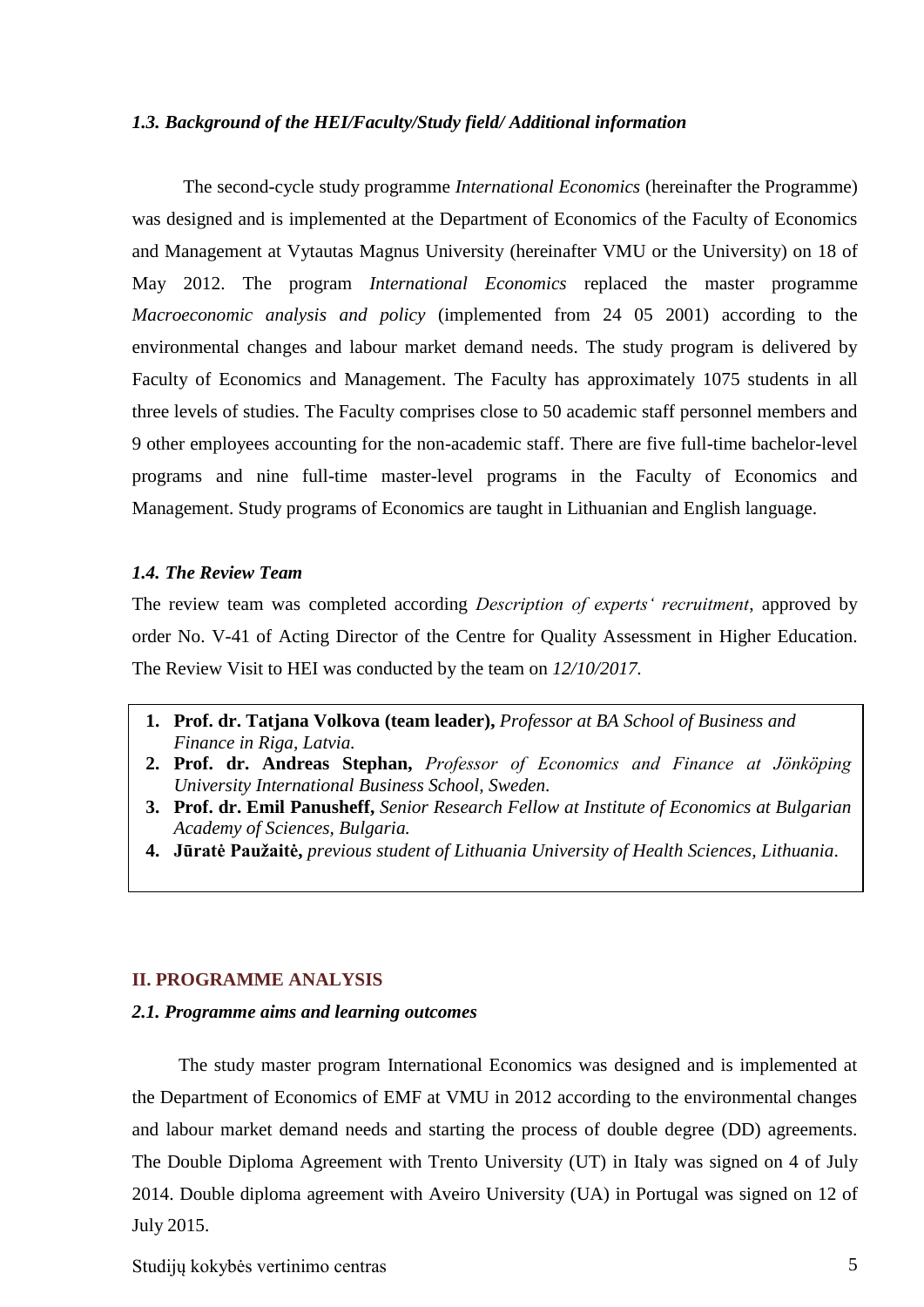### *1.3. Background of the HEI/Faculty/Study field/ Additional information*

The second-cycle study programme *International Economics* (hereinafter the Programme) was designed and is implemented at the Department of Economics of the Faculty of Economics and Management at Vytautas Magnus University (hereinafter VMU or the University) on 18 of May 2012. The program *International Economics* replaced the master programme *Macroeconomic analysis and policy* (implemented from 24 05 2001) according to the environmental changes and labour market demand needs. The study program is delivered by Faculty of Economics and Management. The Faculty has approximately 1075 students in all three levels of studies. The Faculty comprises close to 50 academic staff personnel members and 9 other employees accounting for the non-academic staff. There are five full-time bachelor-level programs and nine full-time master-level programs in the Faculty of Economics and Management. Study programs of Economics are taught in Lithuanian and English language.

### *1.4. The Review Team*

The review team was completed according *Description of experts' recruitment*, approved by order No. V-41 of Acting Director of the Centre for Quality Assessment in Higher Education. The Review Visit to HEI was conducted by the team on *12/10/2017.*

1. **Prof. dr. Tatjana Volkova (team leader),** *Professor at BA School of Business and Finance in Riga, Latvia.*
2. **Prof. dr. Andreas Stephan,** *Professor of Economics and Finance at Jönköping University International Business School, Sweden.*
3. **Prof. dr. Emil Panusheff,** *Senior Research Fellow at Institute of Economics at Bulgarian Academy of Sciences, Bulgaria.*
4. **Jūratė Paužaitė,** *previous student of Lithuania University of Health Sciences, Lithuania*.

## II. PROGRAMME ANALYSIS

### *2.1. Programme aims and learning outcomes*

The study master program International Economics was designed and is implemented at the Department of Economics of EMF at VMU in 2012 according to the environmental changes and labour market demand needs and starting the process of double degree (DD) agreements. The Double Diploma Agreement with Trento University (UT) in Italy was signed on 4 of July 2014. Double diploma agreement with Aveiro University (UA) in Portugal was signed on 12 of July 2015.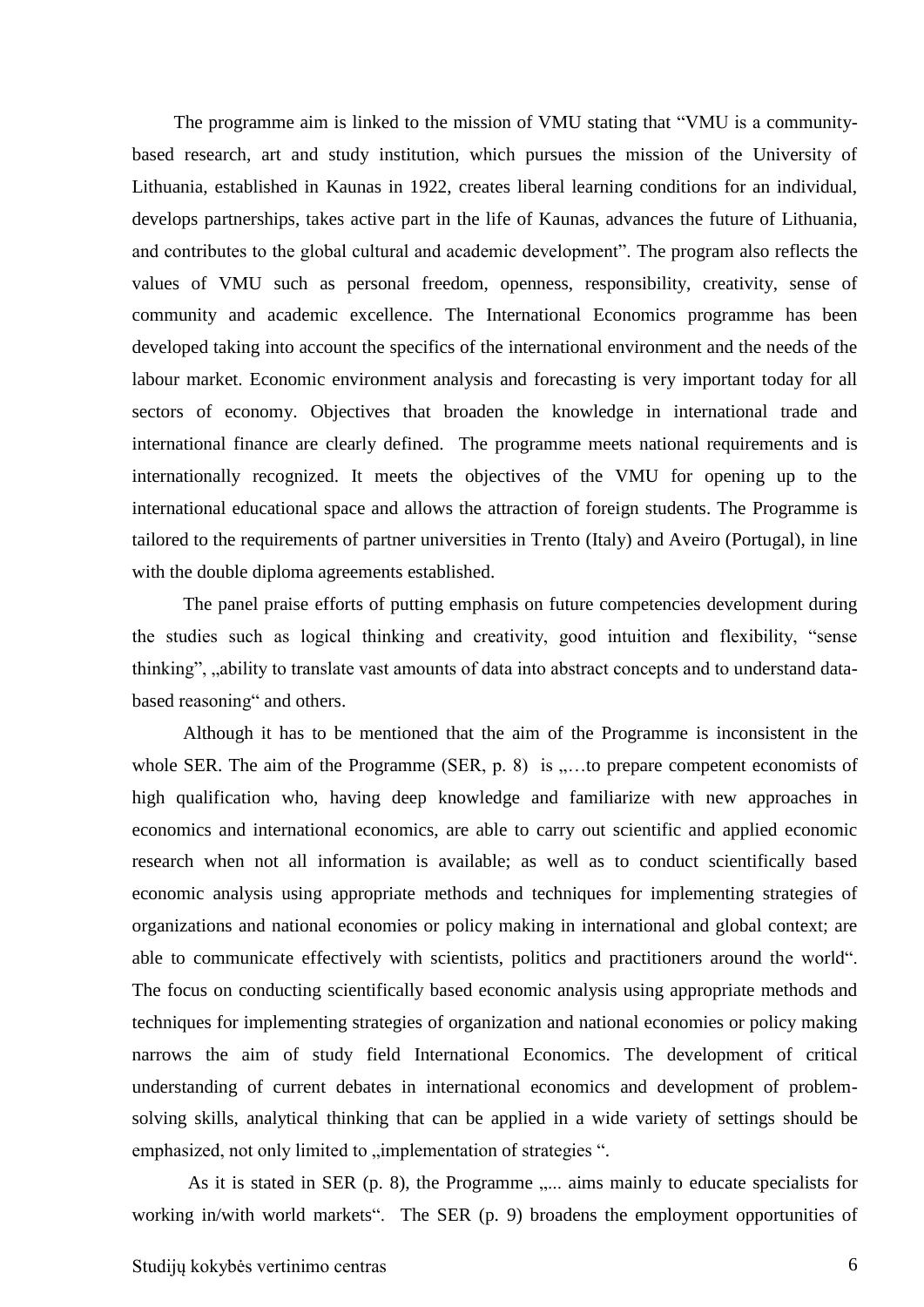The programme aim is linked to the mission of VMU stating that "VMU is a community-based research, art and study institution, which pursues the mission of the University of Lithuania, established in Kaunas in 1922, creates liberal learning conditions for an individual, develops partnerships, takes active part in the life of Kaunas, advances the future of Lithuania, and contributes to the global cultural and academic development". The program also reflects the values of VMU such as personal freedom, openness, responsibility, creativity, sense of community and academic excellence. The International Economics programme has been developed taking into account the specifics of the international environment and the needs of the labour market. Economic environment analysis and forecasting is very important today for all sectors of economy. Objectives that broaden the knowledge in international trade and international finance are clearly defined. The programme meets national requirements and is internationally recognized. It meets the objectives of the VMU for opening up to the international educational space and allows the attraction of foreign students. The Programme is tailored to the requirements of partner universities in Trento (Italy) and Aveiro (Portugal), in line with the double diploma agreements established.

The panel praise efforts of putting emphasis on future competencies development during the studies such as logical thinking and creativity, good intuition and flexibility, "sense thinking", „ability to translate vast amounts of data into abstract concepts and to understand data-based reasoning" and others.

Although it has to be mentioned that the aim of the Programme is inconsistent in the whole SER. The aim of the Programme (SER, p. 8) is „…to prepare competent economists of high qualification who, having deep knowledge and familiarize with new approaches in economics and international economics, are able to carry out scientific and applied economic research when not all information is available; as well as to conduct scientifically based economic analysis using appropriate methods and techniques for implementing strategies of organizations and national economies or policy making in international and global context; are able to communicate effectively with scientists, politics and practitioners around the world". The focus on conducting scientifically based economic analysis using appropriate methods and techniques for implementing strategies of organization and national economies or policy making narrows the aim of study field International Economics. The development of critical understanding of current debates in international economics and development of problem-solving skills, analytical thinking that can be applied in a wide variety of settings should be emphasized, not only limited to „implementation of strategies ".

As it is stated in SER (p. 8), the Programme „... aims mainly to educate specialists for working in/with world markets". The SER (p. 9) broadens the employment opportunities of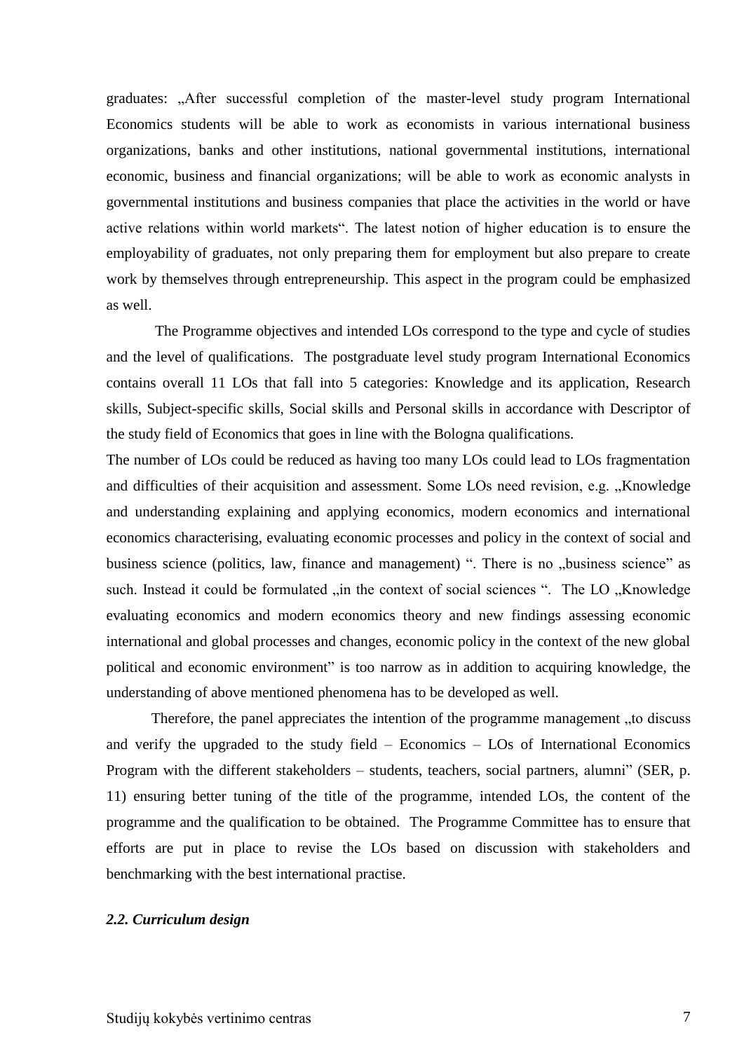graduates: „After successful completion of the master-level study program International Economics students will be able to work as economists in various international business organizations, banks and other institutions, national governmental institutions, international economic, business and financial organizations; will be able to work as economic analysts in governmental institutions and business companies that place the activities in the world or have active relations within world markets“. The latest notion of higher education is to ensure the employability of graduates, not only preparing them for employment but also prepare to create work by themselves through entrepreneurship. This aspect in the program could be emphasized as well.

The Programme objectives and intended LOs correspond to the type and cycle of studies and the level of qualifications. The postgraduate level study program International Economics contains overall 11 LOs that fall into 5 categories: Knowledge and its application, Research skills, Subject-specific skills, Social skills and Personal skills in accordance with Descriptor of the study field of Economics that goes in line with the Bologna qualifications.

The number of LOs could be reduced as having too many LOs could lead to LOs fragmentation and difficulties of their acquisition and assessment. Some LOs need revision, e.g. „Knowledge and understanding explaining and applying economics, modern economics and international economics characterising, evaluating economic processes and policy in the context of social and business science (politics, law, finance and management) ". There is no „business science" as such. Instead it could be formulated „in the context of social sciences ". The LO „Knowledge evaluating economics and modern economics theory and new findings assessing economic international and global processes and changes, economic policy in the context of the new global political and economic environment" is too narrow as in addition to acquiring knowledge, the understanding of above mentioned phenomena has to be developed as well.

Therefore, the panel appreciates the intention of the programme management „to discuss and verify the upgraded to the study field – Economics – LOs of International Economics Program with the different stakeholders – students, teachers, social partners, alumni" (SER, p. 11) ensuring better tuning of the title of the programme, intended LOs, the content of the programme and the qualification to be obtained. The Programme Committee has to ensure that efforts are put in place to revise the LOs based on discussion with stakeholders and benchmarking with the best international practise.

### *2.2. Curriculum design*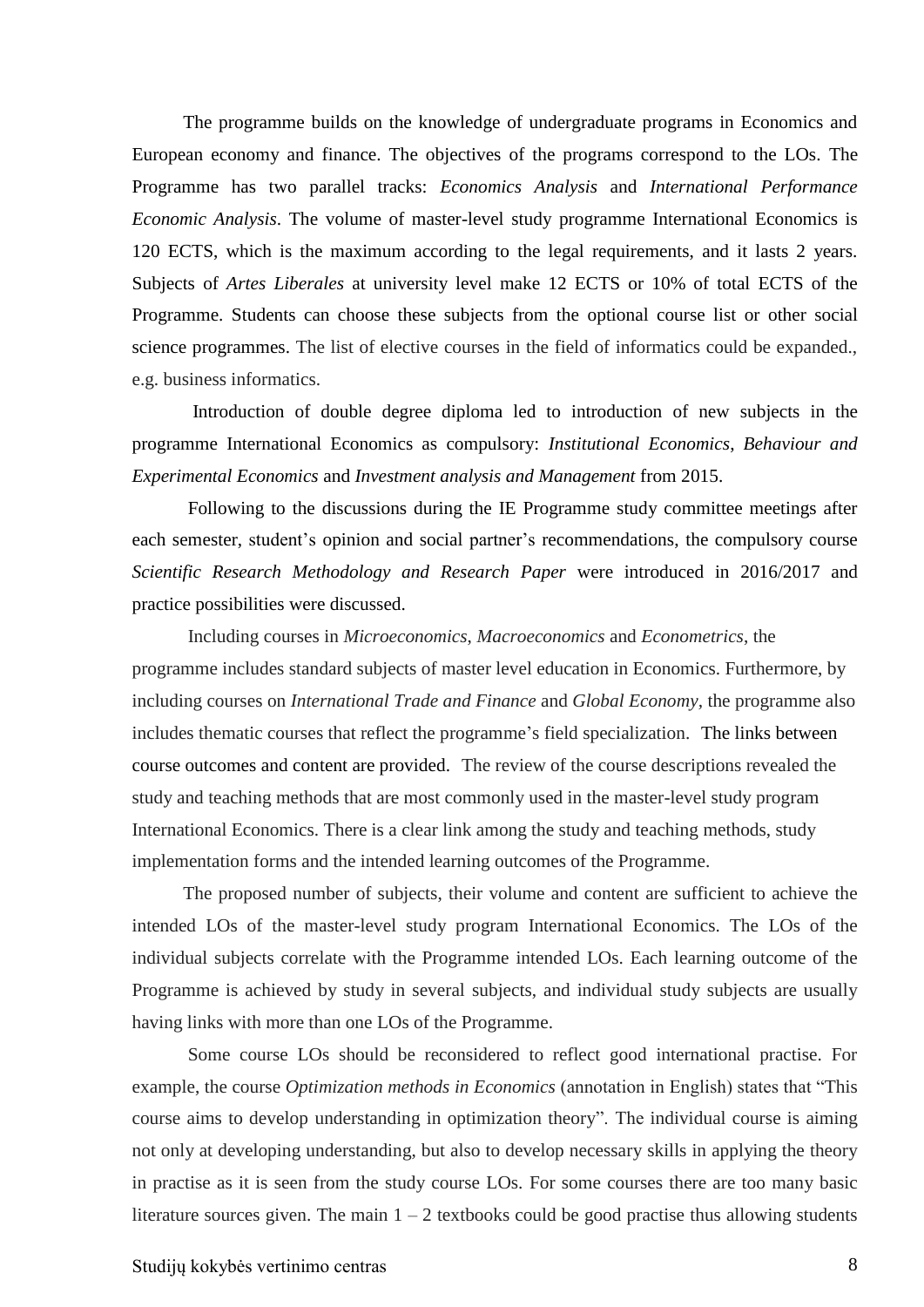The programme builds on the knowledge of undergraduate programs in Economics and European economy and finance. The objectives of the programs correspond to the LOs. The Programme has two parallel tracks: *Economics Analysis* and *International Performance Economic Analysis*. The volume of master-level study programme International Economics is 120 ECTS, which is the maximum according to the legal requirements, and it lasts 2 years. Subjects of *Artes Liberales* at university level make 12 ECTS or 10% of total ECTS of the Programme. Students can choose these subjects from the optional course list or other social science programmes. The list of elective courses in the field of informatics could be expanded., e.g. business informatics.

Introduction of double degree diploma led to introduction of new subjects in the programme International Economics as compulsory: *Institutional Economics*, *Behaviour and Experimental Economics* and *Investment analysis and Management* from 2015.

Following to the discussions during the IE Programme study committee meetings after each semester, student's opinion and social partner's recommendations, the compulsory course *Scientific Research Methodology and Research Paper* were introduced in 2016/2017 and practice possibilities were discussed.

Including courses in *Microeconomics*, *Macroeconomics* and *Econometrics*, the programme includes standard subjects of master level education in Economics. Furthermore, by including courses on *International Trade and Finance* and *Global Economy*, the programme also includes thematic courses that reflect the programme's field specialization. The links between course outcomes and content are provided. The review of the course descriptions revealed the study and teaching methods that are most commonly used in the master-level study program International Economics. There is a clear link among the study and teaching methods, study implementation forms and the intended learning outcomes of the Programme.

The proposed number of subjects, their volume and content are sufficient to achieve the intended LOs of the master-level study program International Economics. The LOs of the individual subjects correlate with the Programme intended LOs. Each learning outcome of the Programme is achieved by study in several subjects, and individual study subjects are usually having links with more than one LOs of the Programme.

Some course LOs should be reconsidered to reflect good international practise. For example, the course *Optimization methods in Economics* (annotation in English) states that "This course aims to develop understanding in optimization theory". The individual course is aiming not only at developing understanding, but also to develop necessary skills in applying the theory in practise as it is seen from the study course LOs. For some courses there are too many basic literature sources given. The main 1 – 2 textbooks could be good practise thus allowing students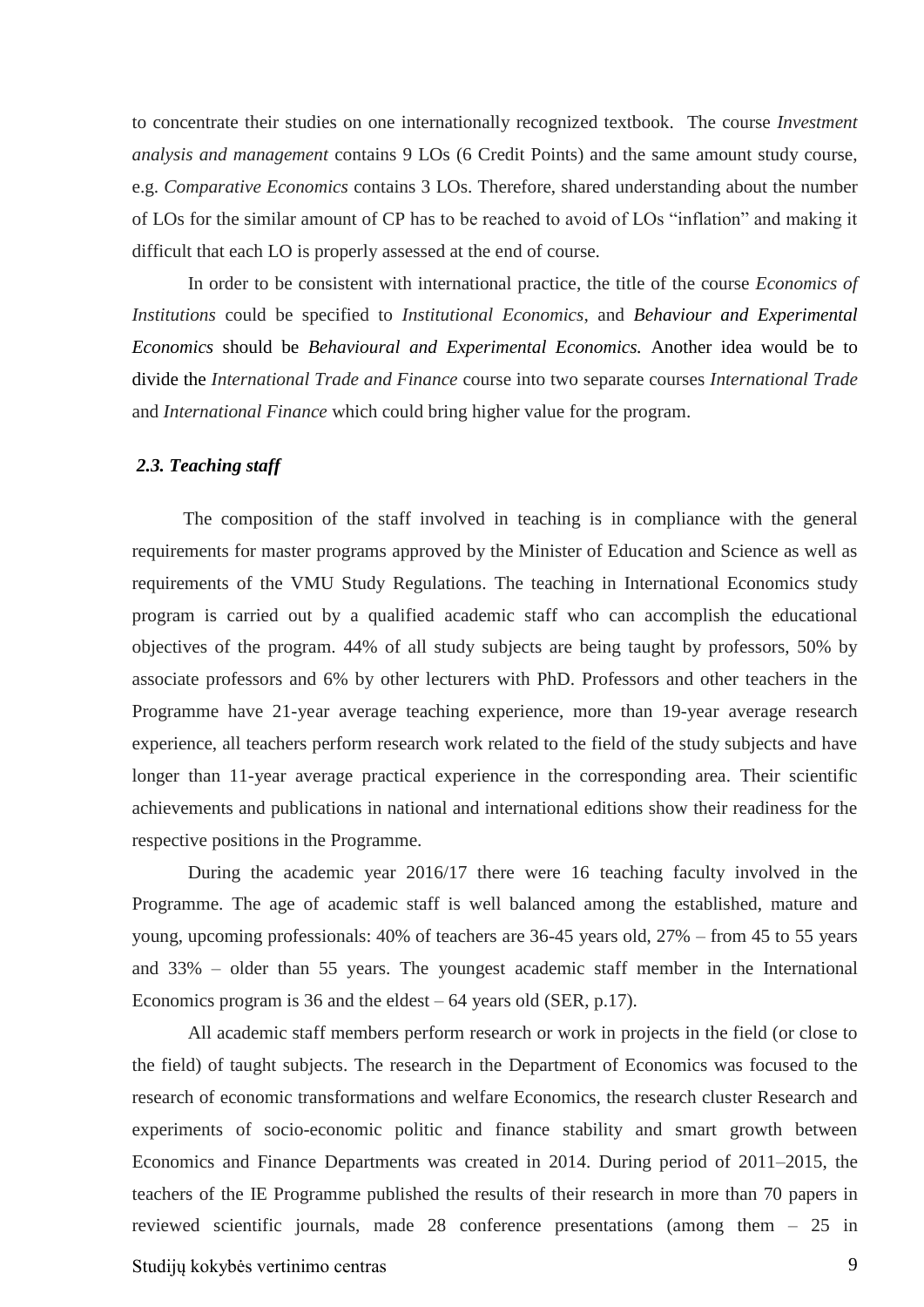to concentrate their studies on one internationally recognized textbook. The course *Investment analysis and management* contains 9 LOs (6 Credit Points) and the same amount study course, e.g. *Comparative Economics* contains 3 LOs. Therefore, shared understanding about the number of LOs for the similar amount of CP has to be reached to avoid of LOs "inflation" and making it difficult that each LO is properly assessed at the end of course.

In order to be consistent with international practice, the title of the course *Economics of Institutions* could be specified to *Institutional Economics*, and *Behaviour and Experimental Economics* should be *Behavioural and Experimental Economics.* Another idea would be to divide the *International Trade and Finance* course into two separate courses *International Trade* and *International Finance* which could bring higher value for the program.

### *2.3. Teaching staff*

The composition of the staff involved in teaching is in compliance with the general requirements for master programs approved by the Minister of Education and Science as well as requirements of the VMU Study Regulations. The teaching in International Economics study program is carried out by a qualified academic staff who can accomplish the educational objectives of the program. 44% of all study subjects are being taught by professors, 50% by associate professors and 6% by other lecturers with PhD. Professors and other teachers in the Programme have 21-year average teaching experience, more than 19-year average research experience, all teachers perform research work related to the field of the study subjects and have longer than 11-year average practical experience in the corresponding area. Their scientific achievements and publications in national and international editions show their readiness for the respective positions in the Programme.

During the academic year 2016/17 there were 16 teaching faculty involved in the Programme. The age of academic staff is well balanced among the established, mature and young, upcoming professionals: 40% of teachers are 36-45 years old, 27% – from 45 to 55 years and 33% – older than 55 years. The youngest academic staff member in the International Economics program is 36 and the eldest – 64 years old (SER, p.17).

All academic staff members perform research or work in projects in the field (or close to the field) of taught subjects. The research in the Department of Economics was focused to the research of economic transformations and welfare Economics, the research cluster Research and experiments of socio-economic politic and finance stability and smart growth between Economics and Finance Departments was created in 2014. During period of 2011–2015, the teachers of the IE Programme published the results of their research in more than 70 papers in reviewed scientific journals, made 28 conference presentations (among them – 25 in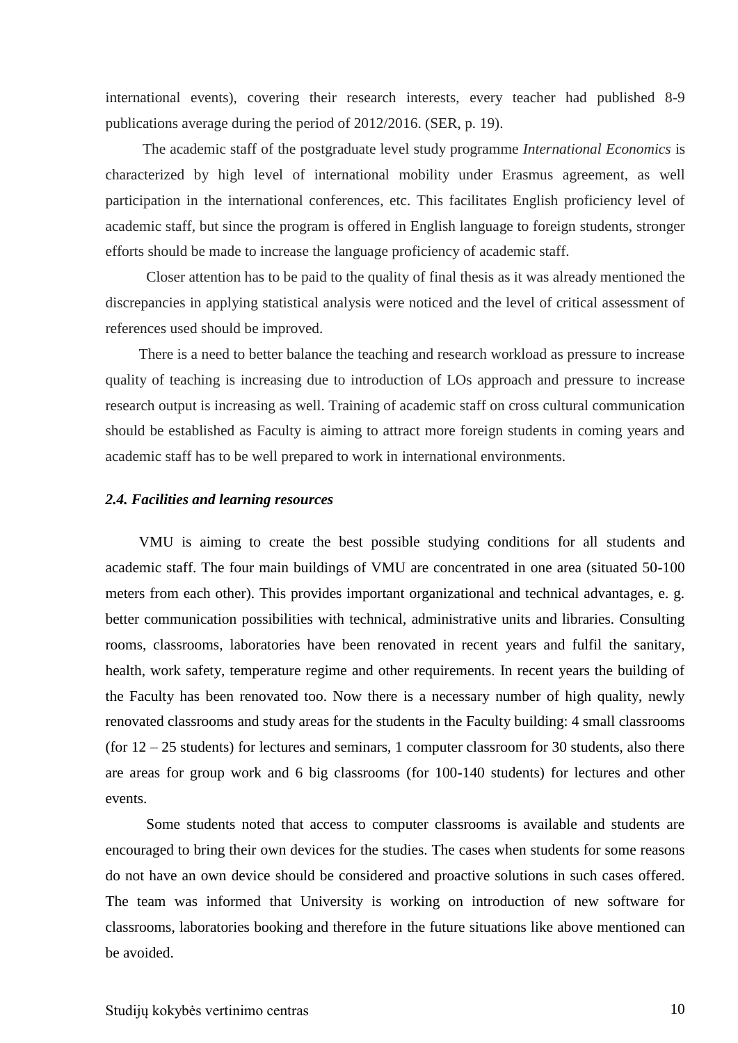international events), covering their research interests, every teacher had published 8-9 publications average during the period of 2012/2016. (SER, p. 19).

The academic staff of the postgraduate level study programme *International Economics* is characterized by high level of international mobility under Erasmus agreement, as well participation in the international conferences, etc. This facilitates English proficiency level of academic staff, but since the program is offered in English language to foreign students, stronger efforts should be made to increase the language proficiency of academic staff.

Closer attention has to be paid to the quality of final thesis as it was already mentioned the discrepancies in applying statistical analysis were noticed and the level of critical assessment of references used should be improved.

There is a need to better balance the teaching and research workload as pressure to increase quality of teaching is increasing due to introduction of LOs approach and pressure to increase research output is increasing as well. Training of academic staff on cross cultural communication should be established as Faculty is aiming to attract more foreign students in coming years and academic staff has to be well prepared to work in international environments.

### *2.4. Facilities and learning resources*

VMU is aiming to create the best possible studying conditions for all students and academic staff. The four main buildings of VMU are concentrated in one area (situated 50-100 meters from each other). This provides important organizational and technical advantages, e. g. better communication possibilities with technical, administrative units and libraries. Consulting rooms, classrooms, laboratories have been renovated in recent years and fulfil the sanitary, health, work safety, temperature regime and other requirements. In recent years the building of the Faculty has been renovated too. Now there is a necessary number of high quality, newly renovated classrooms and study areas for the students in the Faculty building: 4 small classrooms (for 12 – 25 students) for lectures and seminars, 1 computer classroom for 30 students, also there are areas for group work and 6 big classrooms (for 100-140 students) for lectures and other events.

Some students noted that access to computer classrooms is available and students are encouraged to bring their own devices for the studies. The cases when students for some reasons do not have an own device should be considered and proactive solutions in such cases offered. The team was informed that University is working on introduction of new software for classrooms, laboratories booking and therefore in the future situations like above mentioned can be avoided.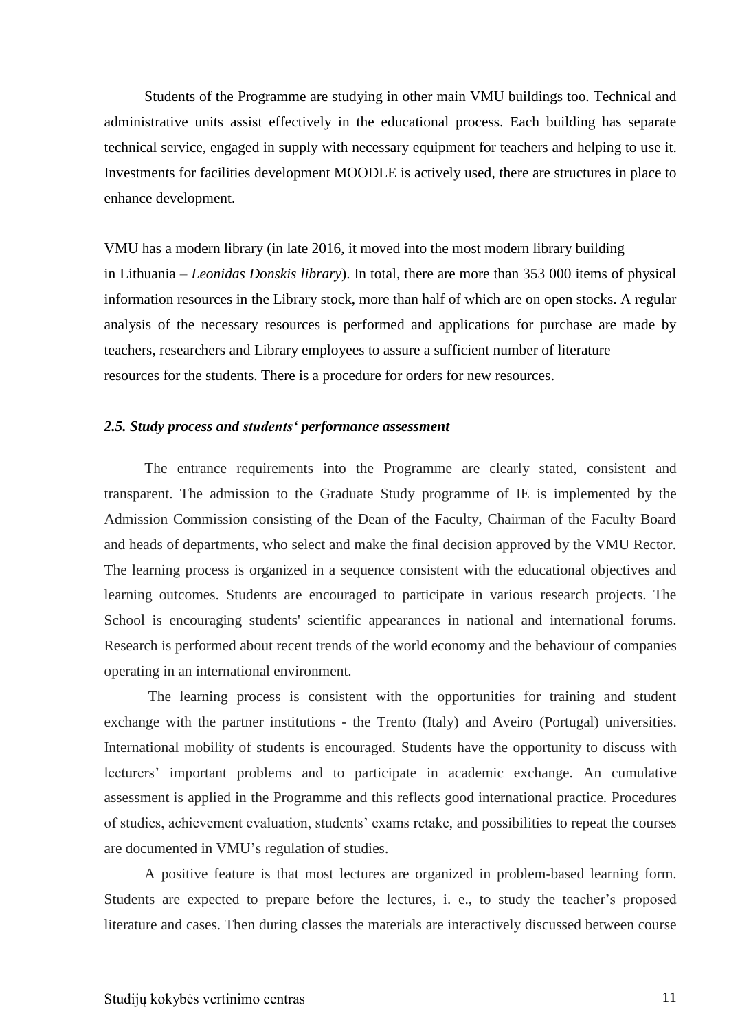Students of the Programme are studying in other main VMU buildings too. Technical and administrative units assist effectively in the educational process. Each building has separate technical service, engaged in supply with necessary equipment for teachers and helping to use it. Investments for facilities development MOODLE is actively used, there are structures in place to enhance development.

VMU has a modern library (in late 2016, it moved into the most modern library building in Lithuania – *Leonidas Donskis library*). In total, there are more than 353 000 items of physical information resources in the Library stock, more than half of which are on open stocks. A regular analysis of the necessary resources is performed and applications for purchase are made by teachers, researchers and Library employees to assure a sufficient number of literature resources for the students. There is a procedure for orders for new resources.

### *2.5. Study process and students' performance assessment*

The entrance requirements into the Programme are clearly stated, consistent and transparent. The admission to the Graduate Study programme of IE is implemented by the Admission Commission consisting of the Dean of the Faculty, Chairman of the Faculty Board and heads of departments, who select and make the final decision approved by the VMU Rector. The learning process is organized in a sequence consistent with the educational objectives and learning outcomes. Students are encouraged to participate in various research projects. The School is encouraging students' scientific appearances in national and international forums. Research is performed about recent trends of the world economy and the behaviour of companies operating in an international environment.

The learning process is consistent with the opportunities for training and student exchange with the partner institutions - the Trento (Italy) and Aveiro (Portugal) universities. International mobility of students is encouraged. Students have the opportunity to discuss with lecturers' important problems and to participate in academic exchange. An cumulative assessment is applied in the Programme and this reflects good international practice. Procedures of studies, achievement evaluation, students' exams retake, and possibilities to repeat the courses are documented in VMU's regulation of studies.

A positive feature is that most lectures are organized in problem-based learning form. Students are expected to prepare before the lectures, i. e., to study the teacher's proposed literature and cases. Then during classes the materials are interactively discussed between course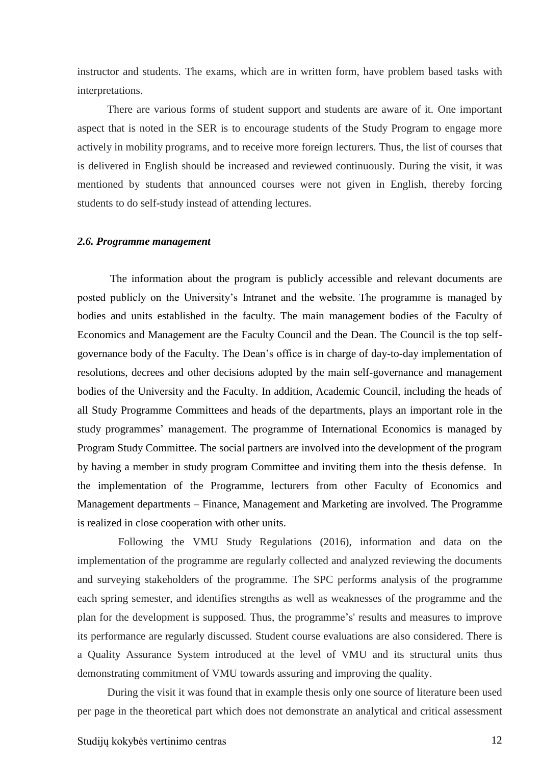instructor and students. The exams, which are in written form, have problem based tasks with interpretations.

There are various forms of student support and students are aware of it. One important aspect that is noted in the SER is to encourage students of the Study Program to engage more actively in mobility programs, and to receive more foreign lecturers. Thus, the list of courses that is delivered in English should be increased and reviewed continuously. During the visit, it was mentioned by students that announced courses were not given in English, thereby forcing students to do self-study instead of attending lectures.

### *2.6. Programme management*

The information about the program is publicly accessible and relevant documents are posted publicly on the University's Intranet and the website. The programme is managed by bodies and units established in the faculty. The main management bodies of the Faculty of Economics and Management are the Faculty Council and the Dean. The Council is the top self-governance body of the Faculty. The Dean's office is in charge of day-to-day implementation of resolutions, decrees and other decisions adopted by the main self-governance and management bodies of the University and the Faculty. In addition, Academic Council, including the heads of all Study Programme Committees and heads of the departments, plays an important role in the study programmes' management. The programme of International Economics is managed by Program Study Committee. The social partners are involved into the development of the program by having a member in study program Committee and inviting them into the thesis defense. In the implementation of the Programme, lecturers from other Faculty of Economics and Management departments – Finance, Management and Marketing are involved. The Programme is realized in close cooperation with other units.

Following the VMU Study Regulations (2016), information and data on the implementation of the programme are regularly collected and analyzed reviewing the documents and surveying stakeholders of the programme. The SPC performs analysis of the programme each spring semester, and identifies strengths as well as weaknesses of the programme and the plan for the development is supposed. Thus, the programme's' results and measures to improve its performance are regularly discussed. Student course evaluations are also considered. There is a Quality Assurance System introduced at the level of VMU and its structural units thus demonstrating commitment of VMU towards assuring and improving the quality.

During the visit it was found that in example thesis only one source of literature been used per page in the theoretical part which does not demonstrate an analytical and critical assessment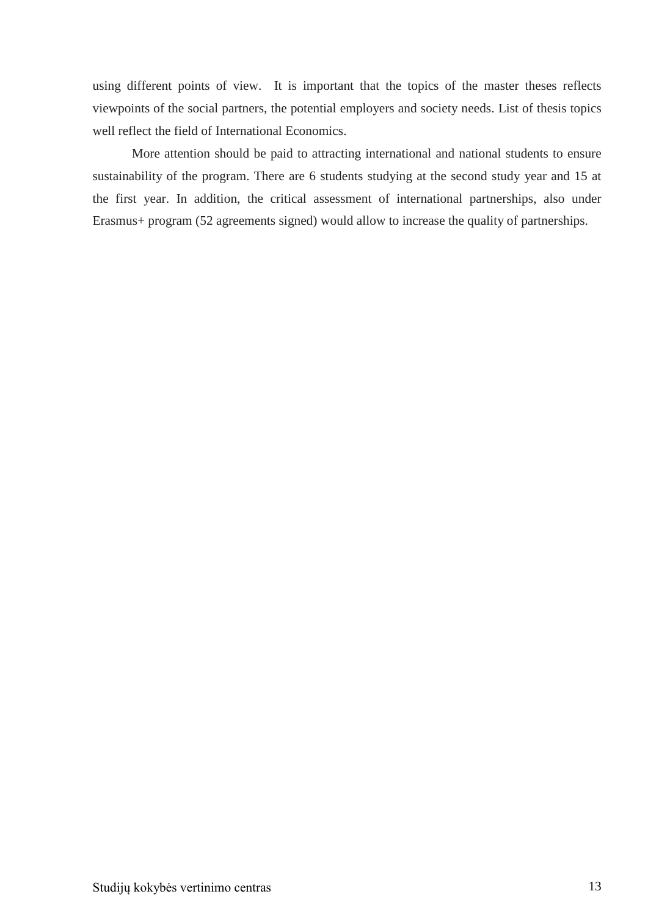using different points of view.  It is important that the topics of the master theses reflects viewpoints of the social partners, the potential employers and society needs. List of thesis topics well reflect the field of International Economics.

More attention should be paid to attracting international and national students to ensure sustainability of the program. There are 6 students studying at the second study year and 15 at the first year. In addition, the critical assessment of international partnerships, also under Erasmus+ program (52 agreements signed) would allow to increase the quality of partnerships.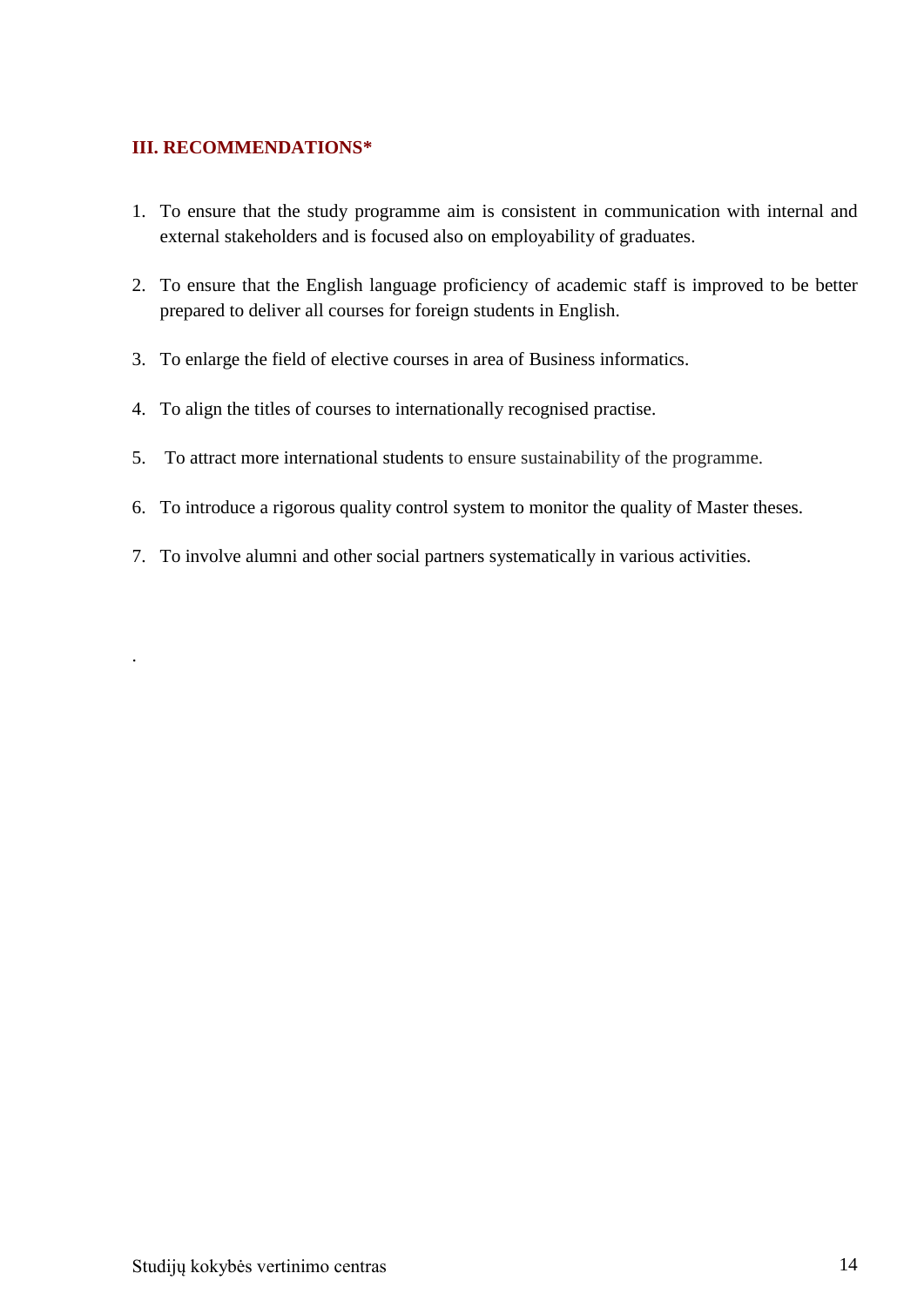## III. RECOMMENDATIONS*

1. To ensure that the study programme aim is consistent in communication with internal and external stakeholders and is focused also on employability of graduates.

2. To ensure that the English language proficiency of academic staff is improved to be better prepared to deliver all courses for foreign students in English.

3. To enlarge the field of elective courses in area of Business informatics.

4. To align the titles of courses to internationally recognised practise.

5. To attract more international students to ensure sustainability of the programme.

6. To introduce a rigorous quality control system to monitor the quality of Master theses.

7. To involve alumni and other social partners systematically in various activities.

.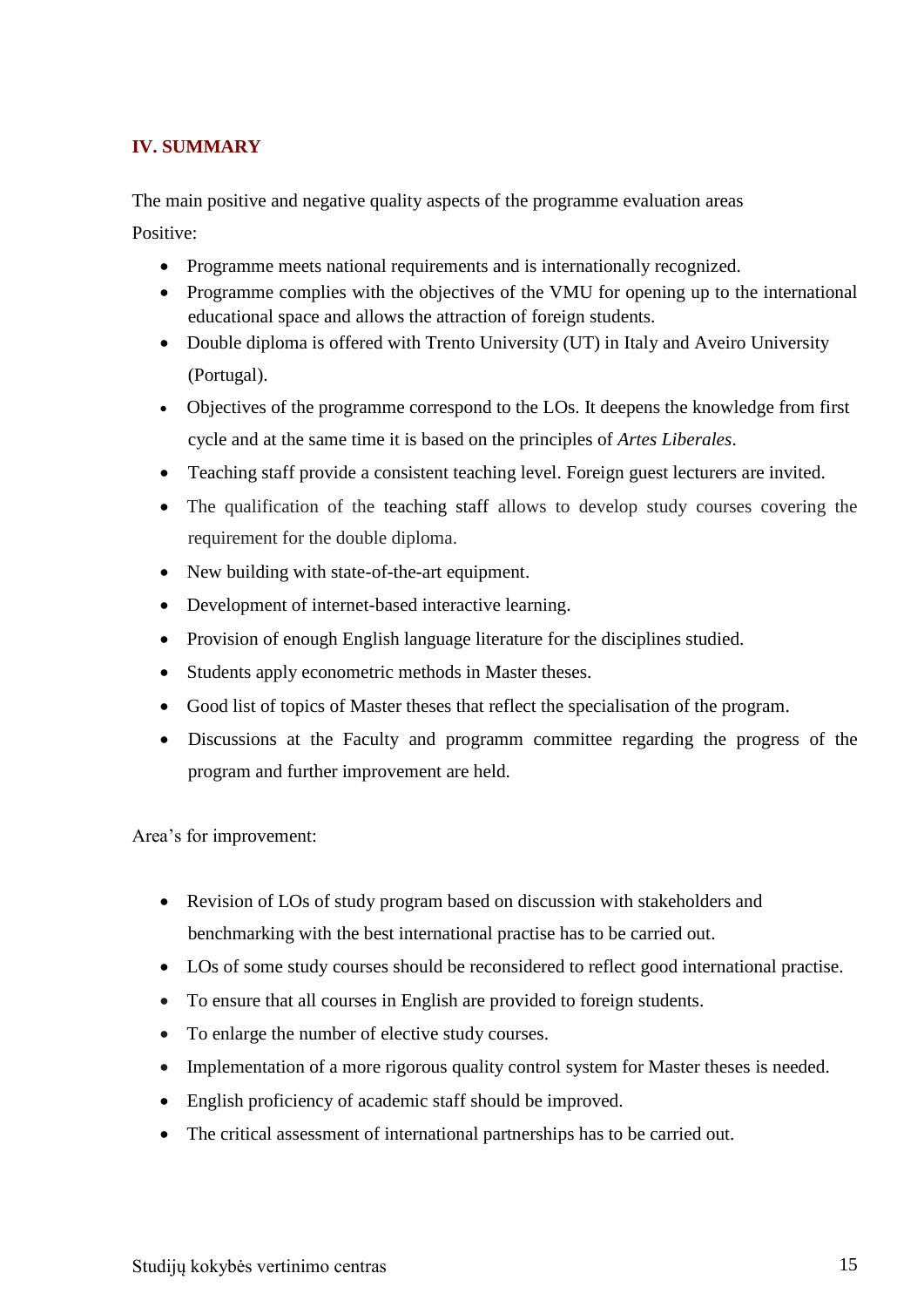## IV. SUMMARY

The main positive and negative quality aspects of the programme evaluation areas

Positive:

- Programme meets national requirements and is internationally recognized.
- Programme complies with the objectives of the VMU for opening up to the international educational space and allows the attraction of foreign students.
- Double diploma is offered with Trento University (UT) in Italy and Aveiro University (Portugal).
- Objectives of the programme correspond to the LOs. It deepens the knowledge from first cycle and at the same time it is based on the principles of *Artes Liberales*.
- Teaching staff provide a consistent teaching level. Foreign guest lecturers are invited.
- The qualification of the teaching staff allows to develop study courses covering the requirement for the double diploma.
- New building with state-of-the-art equipment.
- Development of internet-based interactive learning.
- Provision of enough English language literature for the disciplines studied.
- Students apply econometric methods in Master theses.
- Good list of topics of Master theses that reflect the specialisation of the program.
- Discussions at the Faculty and programm committee regarding the progress of the program and further improvement are held.

Area's for improvement:

- Revision of LOs of study program based on discussion with stakeholders and benchmarking with the best international practise has to be carried out.
- LOs of some study courses should be reconsidered to reflect good international practise.
- To ensure that all courses in English are provided to foreign students.
- To enlarge the number of elective study courses.
- Implementation of a more rigorous quality control system for Master theses is needed.
- English proficiency of academic staff should be improved.
- The critical assessment of international partnerships has to be carried out.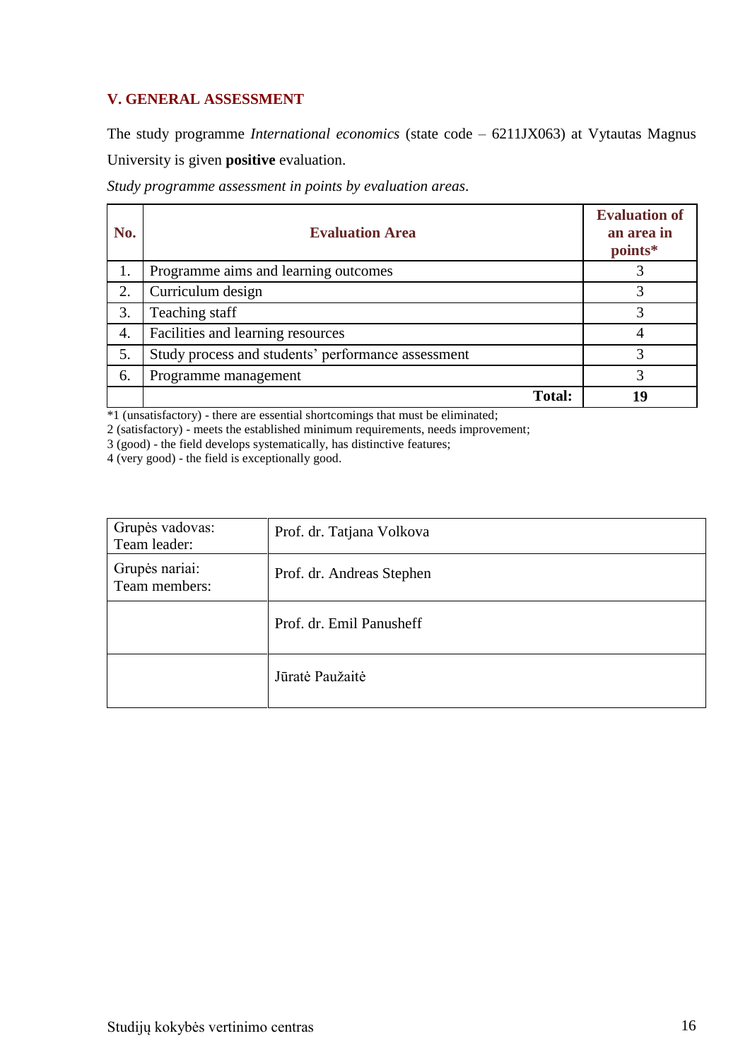## V. GENERAL ASSESSMENT

The study programme *International economics* (state code – 6211JX063) at Vytautas Magnus University is given **positive** evaluation.

*Study programme assessment in points by evaluation areas*.

| No. | Evaluation Area | Evaluation of an area in points* |
|---|---|---|
| 1. | Programme aims and learning outcomes | 3 |
| 2. | Curriculum design | 3 |
| 3. | Teaching staff | 3 |
| 4. | Facilities and learning resources | 4 |
| 5. | Study process and students' performance assessment | 3 |
| 6. | Programme management | 3 |
| | **Total:** | **19** |

*1 (unsatisfactory) - there are essential shortcomings that must be eliminated;
2 (satisfactory) - meets the established minimum requirements, needs improvement;
3 (good) - the field develops systematically, has distinctive features;
4 (very good) - the field is exceptionally good.

| | |
|---|---|
| Grupės vadovas: Team leader: | Prof. dr. Tatjana Volkova |
| Grupės nariai: Team members: | Prof. dr. Andreas Stephen |
| | Prof. dr. Emil Panusheff |
| | Jūratė Paužaitė |

Studijų kokybės vertinimo centras